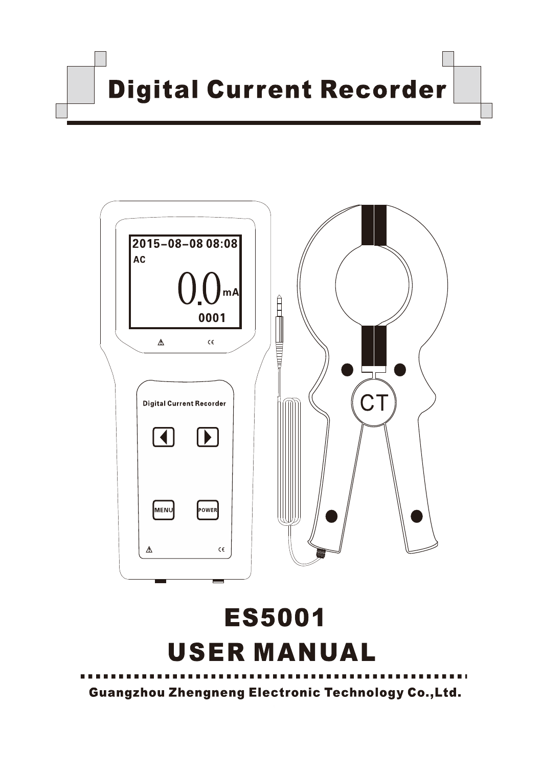# Digital Current Recorder

# ES5001

# USER MANUAL

**Guangzhou Zhengneng Electronic Technology Co.,Ltd.**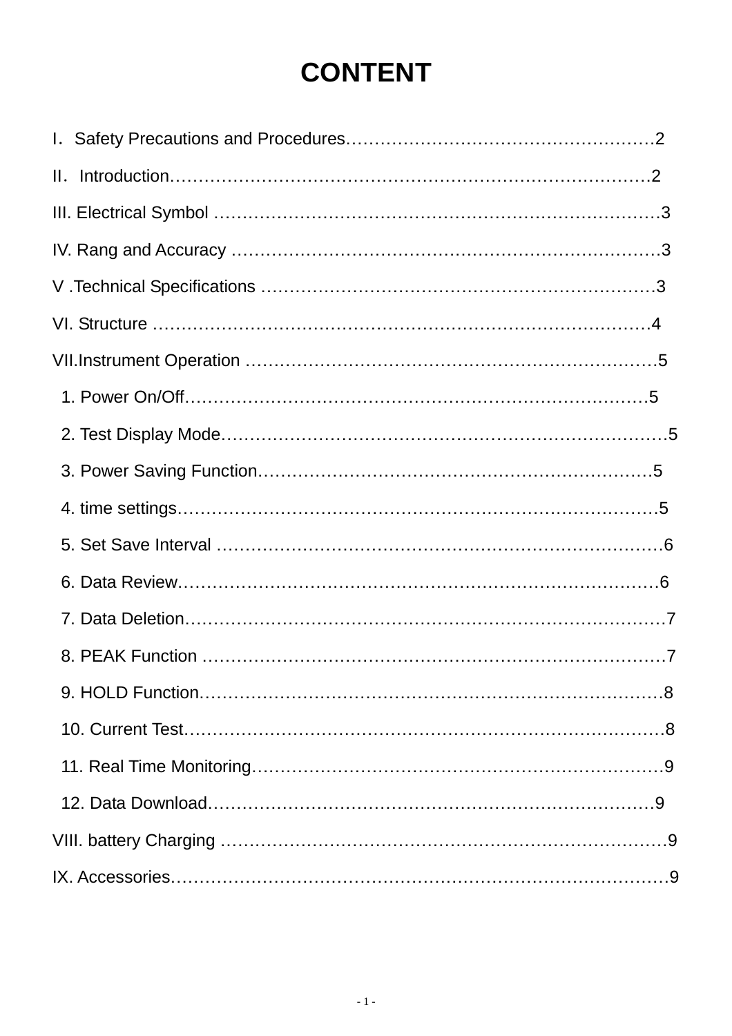# CONTENT

I. Safety Precautions and Procedures……………………………………………2

II. Introduction………………………………………………………………………2

III. Electrical Symbol ……………………………………………………………3

IV. Rang and Accuracy …………………………………………………………3

V .Technical Specifications ……………………………………………………3

VI. Structure ………………………………………………………………………4

VII.Instrument Operation …………………………………………………………5

1. Power On/Off……………………………………………………………………5
2. Test Display Mode………………………………………………………………5
3. Power Saving Function…………………………………………………………5
4. time settings……………………………………………………………………5
5. Set Save Interval ………………………………………………………………6
6. Data Review………………………………………………………………………6
7. Data Deletion……………………………………………………………………7
8. PEAK Function …………………………………………………………………7
9. HOLD Function……………………………………………………………………8
10. Current Test……………………………………………………………………8
11. Real Time Monitoring…………………………………………………………9
12. Data Download…………………………………………………………………9

VIII. battery Charging ……………………………………………………………9

IX. Accessories……………………………………………………………………9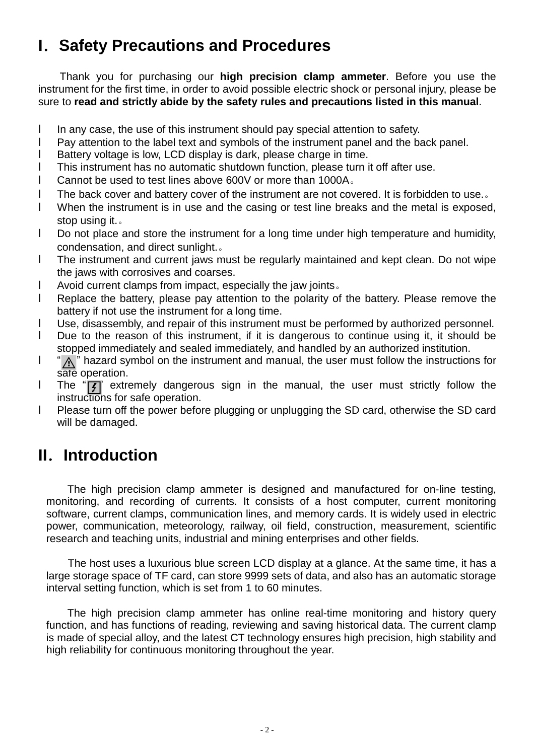# I. Safety Precautions and Procedures

Thank you for purchasing our **high precision clamp ammeter**. Before you use the instrument for the first time, in order to avoid possible electric shock or personal injury, please be sure to **read and strictly abide by the safety rules and precautions listed in this manual**.

- In any case, the use of this instrument should pay special attention to safety.
- Pay attention to the label text and symbols of the instrument panel and the back panel.
- Battery voltage is low, LCD display is dark, please charge in time.
- This instrument has no automatic shutdown function, please turn it off after use.
- Cannot be used to test lines above 600V or more than 1000A。
- The back cover and battery cover of the instrument are not covered. It is forbidden to use.。
- When the instrument is in use and the casing or test line breaks and the metal is exposed, stop using it.。
- Do not place and store the instrument for a long time under high temperature and humidity, condensation, and direct sunlight.。
- The instrument and current jaws must be regularly maintained and kept clean. Do not wipe the jaws with corrosives and coarses.
- Avoid current clamps from impact, especially the jaw joints。
- Replace the battery, please pay attention to the polarity of the battery. Please remove the battery if not use the instrument for a long time.
- Use, disassembly, and repair of this instrument must be performed by authorized personnel.
- Due to the reason of this instrument, if it is dangerous to continue using it, it should be stopped immediately and sealed immediately, and handled by an authorized institution.
- "⚠" hazard symbol on the instrument and manual, the user must follow the instructions for safe operation.
- The "⚡" extremely dangerous sign in the manual, the user must strictly follow the instructions for safe operation.
- Please turn off the power before plugging or unplugging the SD card, otherwise the SD card will be damaged.

# II. Introduction

The high precision clamp ammeter is designed and manufactured for on-line testing, monitoring, and recording of currents. It consists of a host computer, current monitoring software, current clamps, communication lines, and memory cards. It is widely used in electric power, communication, meteorology, railway, oil field, construction, measurement, scientific research and teaching units, industrial and mining enterprises and other fields.

The host uses a luxurious blue screen LCD display at a glance. At the same time, it has a large storage space of TF card, can store 9999 sets of data, and also has an automatic storage interval setting function, which is set from 1 to 60 minutes.

The high precision clamp ammeter has online real-time monitoring and history query function, and has functions of reading, reviewing and saving historical data. The current clamp is made of special alloy, and the latest CT technology ensures high precision, high stability and high reliability for continuous monitoring throughout the year.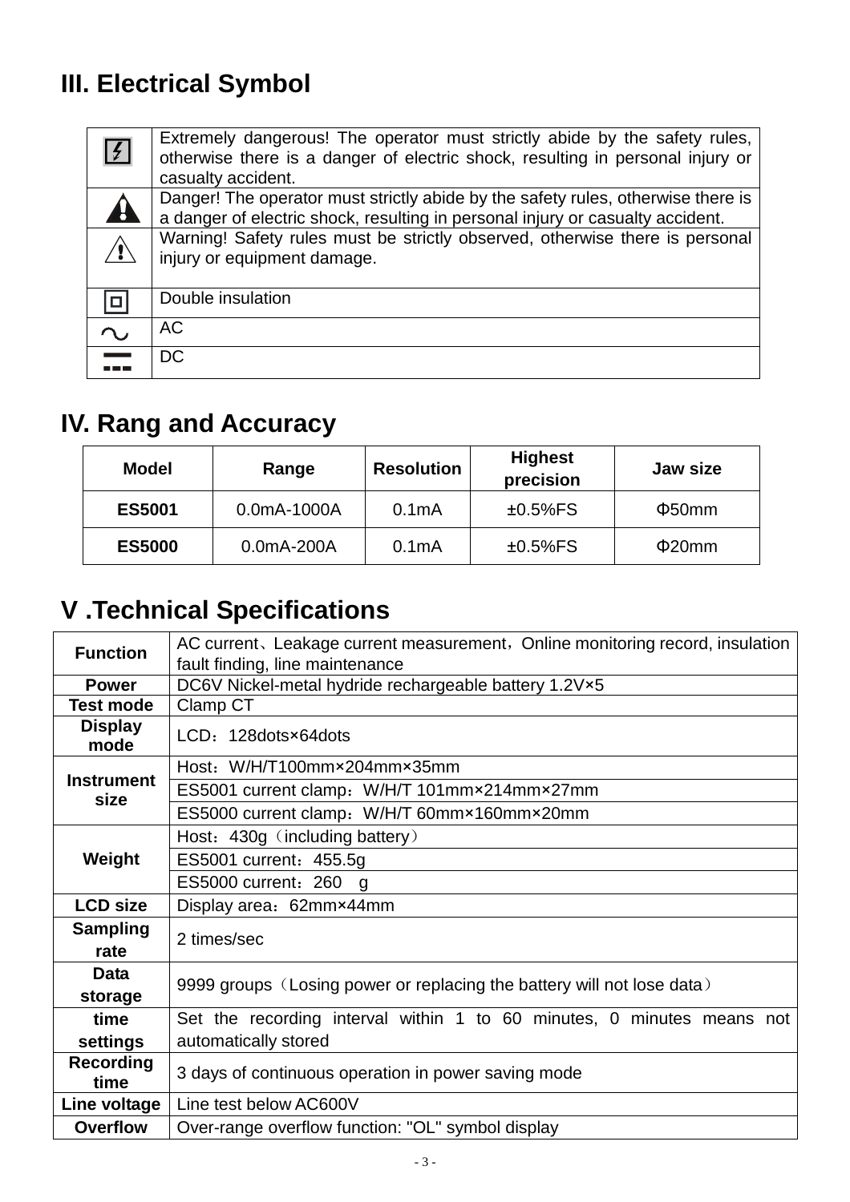## III. Electrical Symbol

| Symbol | Description |
| --- | --- |
| ⚡ | Extremely dangerous! The operator must strictly abide by the safety rules, otherwise there is a danger of electric shock, resulting in personal injury or casualty accident. |
| ⚠ | Danger! The operator must strictly abide by the safety rules, otherwise there is a danger of electric shock, resulting in personal injury or casualty accident. |
| ⚠ | Warning! Safety rules must be strictly observed, otherwise there is personal injury or equipment damage. |
| ⧈ | Double insulation |
| ∿ | AC |
| ⎓ | DC |

## IV. Rang and Accuracy

| Model | Range | Resolution | Highest precision | Jaw size |
| --- | --- | --- | --- | --- |
| **ES5001** | 0.0mA-1000A | 0.1mA | ±0.5%FS | Φ50mm |
| **ES5000** | 0.0mA-200A | 0.1mA | ±0.5%FS | Φ20mm |

## V .Technical Specifications

| | |
| --- | --- |
| **Function** | AC current、Leakage current measurement，Online monitoring record, insulation fault finding, line maintenance |
| **Power** | DC6V Nickel-metal hydride rechargeable battery 1.2V×5 |
| **Test mode** | Clamp CT |
| **Display mode** | LCD：128dots×64dots |
| **Instrument size** | Host：W/H/T100mm×204mm×35mm |
| | ES5001 current clamp：W/H/T 101mm×214mm×27mm |
| | ES5000 current clamp：W/H/T 60mm×160mm×20mm |
| **Weight** | Host：430g（including battery） |
| | ES5001 current：455.5g |
| | ES5000 current：260 g |
| **LCD size** | Display area：62mm×44mm |
| **Sampling rate** | 2 times/sec |
| **Data storage** | 9999 groups（Losing power or replacing the battery will not lose data） |
| **time settings** | Set the recording interval within 1 to 60 minutes, 0 minutes means not automatically stored |
| **Recording time** | 3 days of continuous operation in power saving mode |
| **Line voltage** | Line test below AC600V |
| **Overflow** | Over-range overflow function: "OL" symbol display |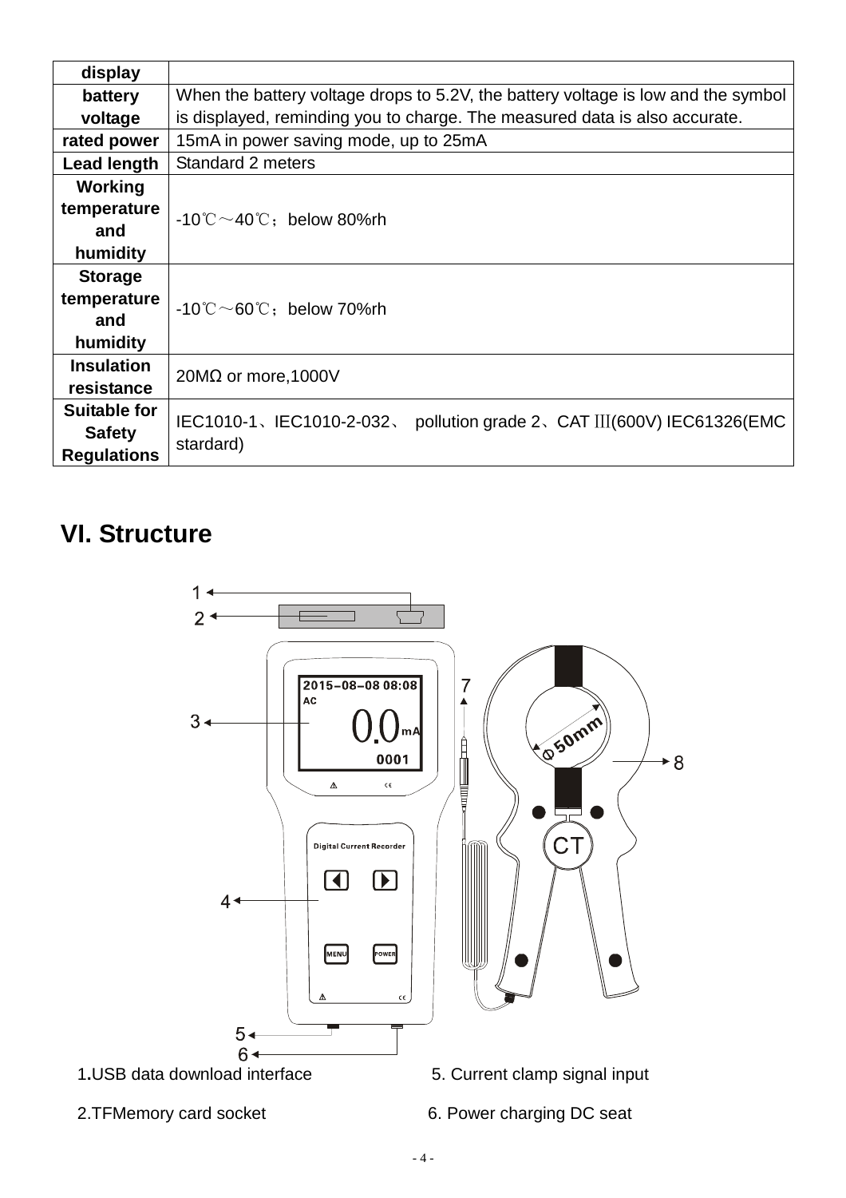| display | |
|---|---|
| battery voltage | When the battery voltage drops to 5.2V, the battery voltage is low and the symbol is displayed, reminding you to charge. The measured data is also accurate. |
| rated power | 15mA in power saving mode, up to 25mA |
| Lead length | Standard 2 meters |
| Working temperature and humidity | -10℃～40℃；below 80%rh |
| Storage temperature and humidity | -10℃～60℃；below 70%rh |
| Insulation resistance | 20MΩ or more,1000V |
| Suitable for Safety Regulations | IEC1010-1、IEC1010-2-032、 pollution grade 2、CAT Ⅲ(600V) IEC61326(EMC stardard) |

## VI. Structure

1. USB data download interface
2. TFMemory card socket
5. Current clamp signal input
6. Power charging DC seat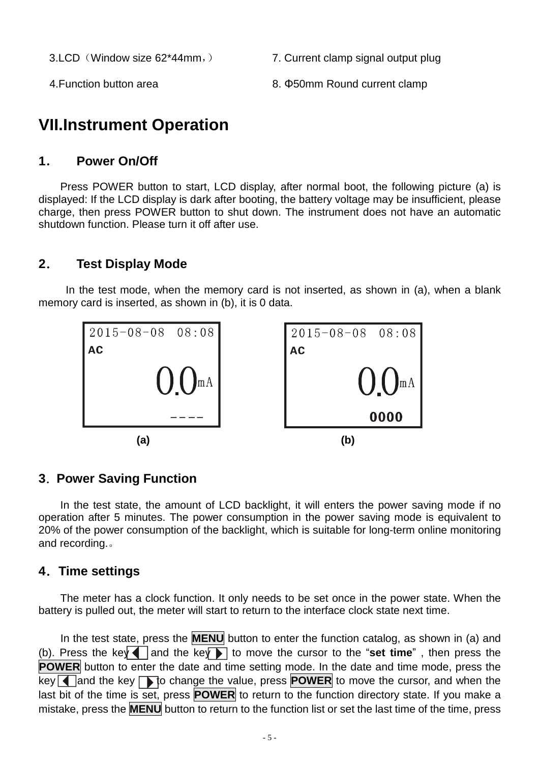3.LCD（Window size 62*44mm，）

4.Function button area

7. Current clamp signal output plug

8. Φ50mm Round current clamp

# VII.Instrument Operation

## 1. Power On/Off

Press POWER button to start, LCD display, after normal boot, the following picture (a) is displayed: If the LCD display is dark after booting, the battery voltage may be insufficient, please charge, then press POWER button to shut down. The instrument does not have an automatic shutdown function. Please turn it off after use.

## 2. Test Display Mode

In the test mode, when the memory card is not inserted, as shown in (a), when a blank memory card is inserted, as shown in (b), it is 0 data.

| (a) | (b) |
|---|---|
| 2015-08-08 08:08 | 2015-08-08 08:08 |
| AC | AC |
| 0.0mA | 0.0mA |
| ---- | 0000 |

## 3. Power Saving Function

In the test state, the amount of LCD backlight, it will enters the power saving mode if no operation after 5 minutes. The power consumption in the power saving mode is equivalent to 20% of the power consumption of the backlight, which is suitable for long-term online monitoring and recording.。

## 4. Time settings

The meter has a clock function. It only needs to be set once in the power state. When the battery is pulled out, the meter will start to return to the interface clock state next time.

In the test state, press the **MENU** button to enter the function catalog, as shown in (a) and (b). Press the key ◀ and the key ▶ to move the cursor to the "**set time**" , then press the **POWER** button to enter the date and time setting mode. In the date and time mode, press the key ◀ and the key ▶ to change the value, press **POWER** to move the cursor, and when the last bit of the time is set, press **POWER** to return to the function directory state. If you make a mistake, press the **MENU** button to return to the function list or set the last time of the time, press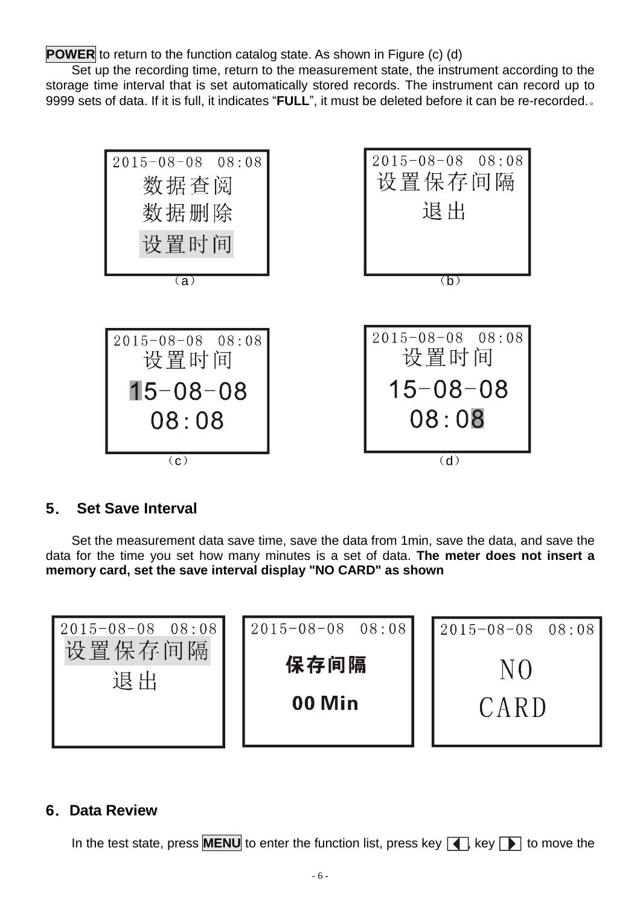**POWER** to return to the function catalog state. As shown in Figure (c) (d)

Set up the recording time, return to the measurement state, the instrument according to the storage time interval that is set automatically stored records. The instrument can record up to 9999 sets of data. If it is full, it indicates “**FULL**”, it must be deleted before it can be re-recorded.。

2015-08-08 08:08
数据查阅
数据删除
设置时间

（a）

2015-08-08 08:08
设置保存间隔
退出

（b）

2015-08-08 08:08
设置时间
15-08-08
08:08

（c）

2015-08-08 08:08
设置时间
15-08-08
08:08

（d）

## 5. Set Save Interval

Set the measurement data save time, save the data from 1min, save the data, and save the data for the time you set how many minutes is a set of data. **The meter does not insert a memory card, set the save interval display "NO CARD" as shown**

2015-08-08 08:08
设置保存间隔
退出

2015-08-08 08:08
保存间隔
00 Min

2015-08-08 08:08
NO
CARD

## 6. Data Review

In the test state, press **MENU** to enter the function list, press key ◀, key ▶ to move the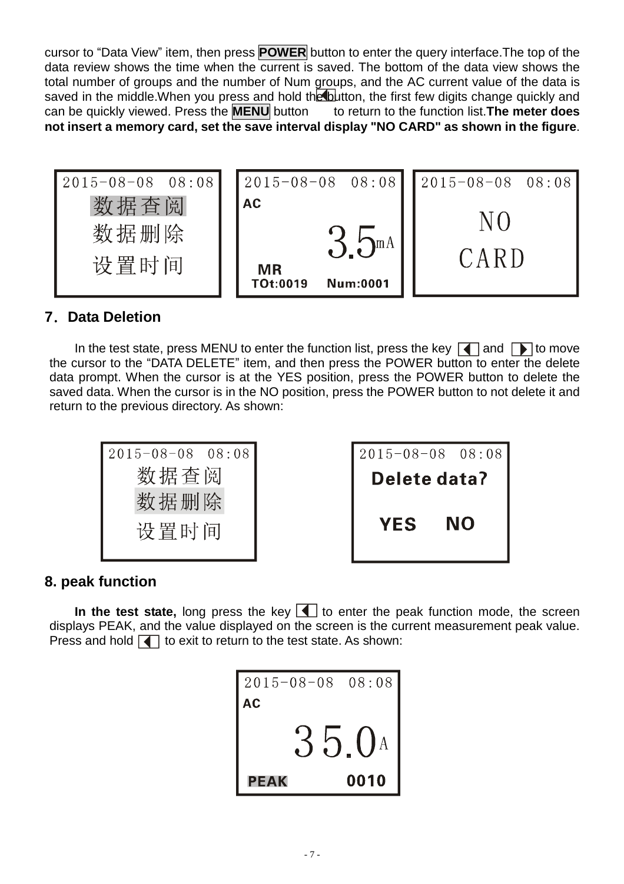cursor to “Data View” item, then press **POWER** button to enter the query interface.The top of the data review shows the time when the current is saved. The bottom of the data view shows the total number of groups and the number of Num groups, and the AC current value of the data is saved in the middle.When you press and hold the ◀ button, the first few digits change quickly and can be quickly viewed. Press the **MENU** button to return to the function list.**The meter does not insert a memory card, set the save interval display "NO CARD" as shown in the figure**.

```
2015-08-08  08:08
数据查阅
数据删除
设置时间
```

```
2015-08-08  08:08
AC
3.5mA
MR
TOt:0019   Num:0001
```

```
2015-08-08  08:08
NO
CARD
```

## 7. Data Deletion

In the test state, press MENU to enter the function list, press the key ◀ and ▶ to move the cursor to the “DATA DELETE” item, and then press the POWER button to enter the delete data prompt. When the cursor is at the YES position, press the POWER button to delete the saved data. When the cursor is in the NO position, press the POWER button to not delete it and return to the previous directory. As shown:

```
2015-08-08  08:08
数据查阅
数据删除
设置时间
```

```
2015-08-08  08:08
Delete data?
YES   NO
```

## 8. peak function

**In the test state,** long press the key ◀ to enter the peak function mode, the screen displays PEAK, and the value displayed on the screen is the current measurement peak value. Press and hold ◀ to exit to return to the test state. As shown:

```
2015-08-08  08:08
AC
35.0A
PEAK   0010
```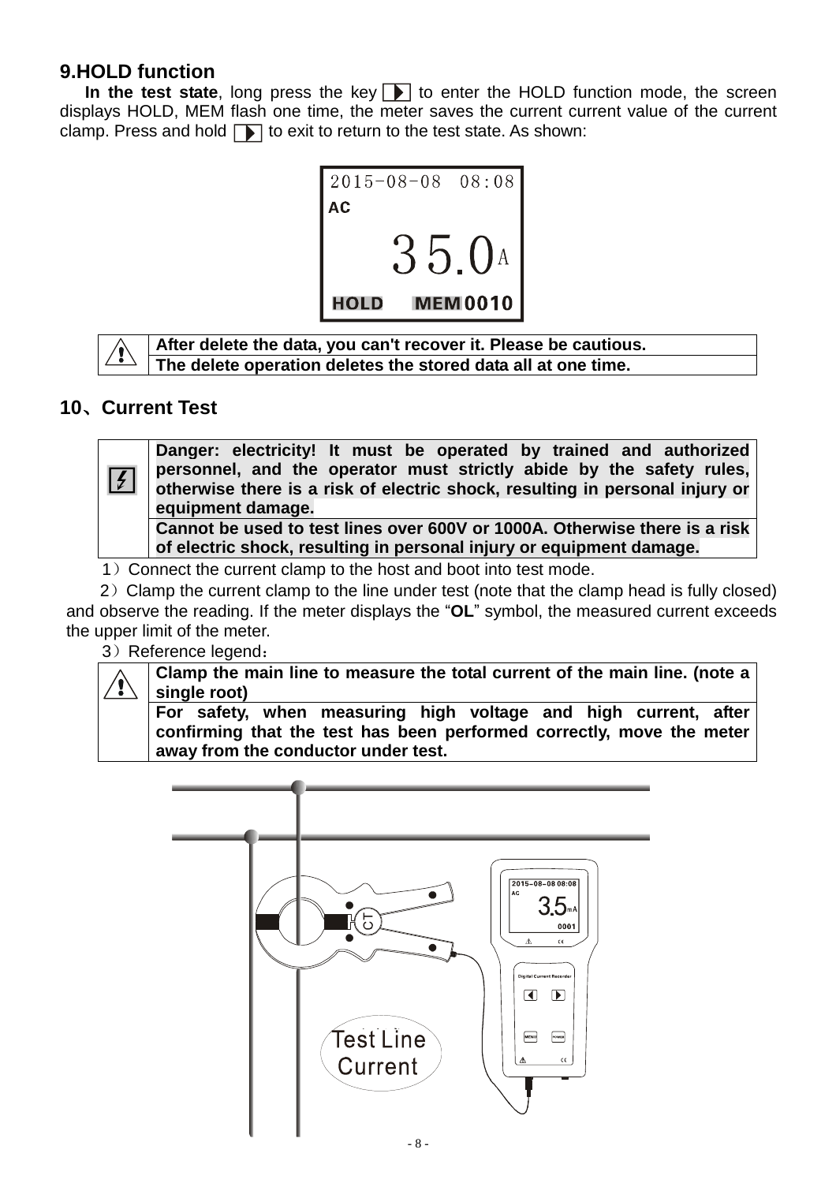## 9.HOLD function

**In the test state**, long press the key ▶ to enter the HOLD function mode, the screen displays HOLD, MEM flash one time, the meter saves the current current value of the current clamp. Press and hold ▶ to exit to return to the test state. As shown:

| ⚠ | **After delete the data, you can't recover it. Please be cautious.** |
|---|---|
| | **The delete operation deletes the stored data all at one time.** |

## 10、Current Test

| ⚡ | **Danger: electricity! It must be operated by trained and authorized personnel, and the operator must strictly abide by the safety rules, otherwise there is a risk of electric shock, resulting in personal injury or equipment damage.** |
|---|---|
| | **Cannot be used to test lines over 600V or 1000A. Otherwise there is a risk of electric shock, resulting in personal injury or equipment damage.** |

1）Connect the current clamp to the host and boot into test mode.

2）Clamp the current clamp to the line under test (note that the clamp head is fully closed) and observe the reading. If the meter displays the "**OL**" symbol, the measured current exceeds the upper limit of the meter.

3）Reference legend：

| ⚠ | **Clamp the main line to measure the total current of the main line. (note a single root)** |
|---|---|
| | **For safety, when measuring high voltage and high current, after confirming that the test has been performed correctly, move the meter away from the conductor under test.** |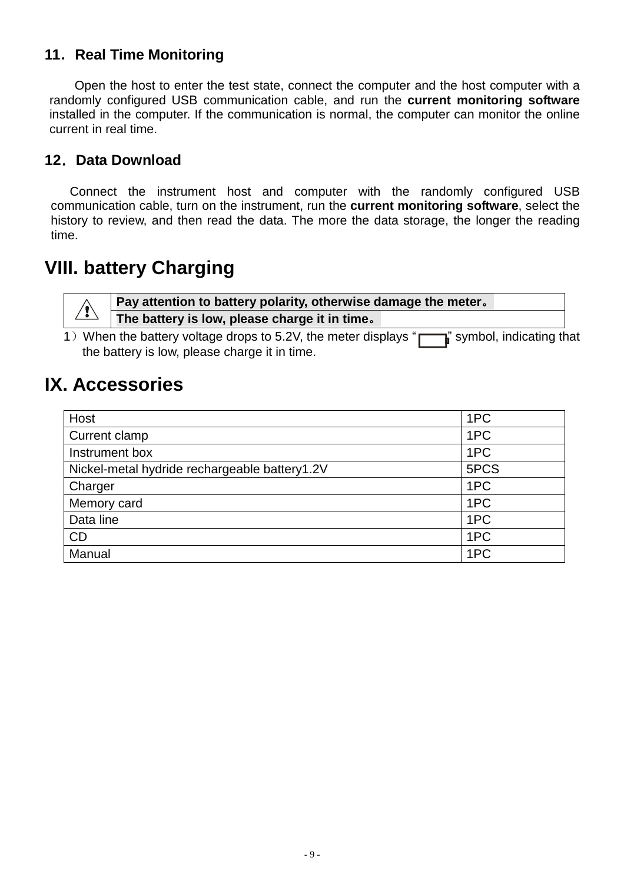### 11．Real Time Monitoring

Open the host to enter the test state, connect the computer and the host computer with a randomly configured USB communication cable, and run the **current monitoring software** installed in the computer. If the communication is normal, the computer can monitor the online current in real time.

### 12．Data Download

Connect the instrument host and computer with the randomly configured USB communication cable, turn on the instrument, run the **current monitoring software**, select the history to review, and then read the data. The more the data storage, the longer the reading time.

## VIII. battery Charging

| ⚠ | **Pay attention to battery polarity, otherwise damage the meter。** |
|---|---|
| | **The battery is low, please charge it in time。** |

1）When the battery voltage drops to 5.2V, the meter displays "  " symbol, indicating that the battery is low, please charge it in time.

## IX. Accessories

| Host | 1PC |
|---|---|
| Current clamp | 1PC |
| Instrument box | 1PC |
| Nickel-metal hydride rechargeable battery1.2V | 5PCS |
| Charger | 1PC |
| Memory card | 1PC |
| Data line | 1PC |
| CD | 1PC |
| Manual | 1PC |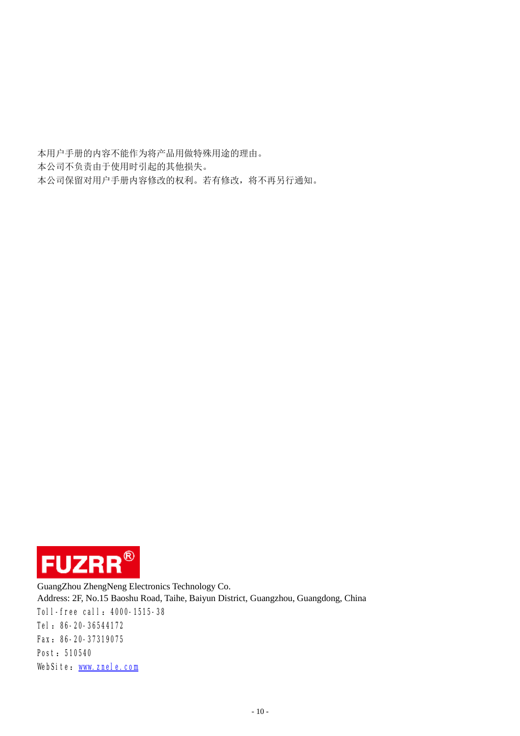本用户手册的内容不能作为将产品用做特殊用途的理由。
本公司不负责由于使用时引起的其他损失。
本公司保留对用户手册内容修改的权利。若有修改，将不再另行通知。

FUZRR®

GuangZhou ZhengNeng Electronics Technology Co.
Address: 2F, No.15 Baoshu Road, Taihe, Baiyun District, Guangzhou, Guangdong, China
Toll-free call：4000-1515-38
Tel：86-20-36544172
Fax：86-20-37319075
Post：510540
WebSite：www.znele.com